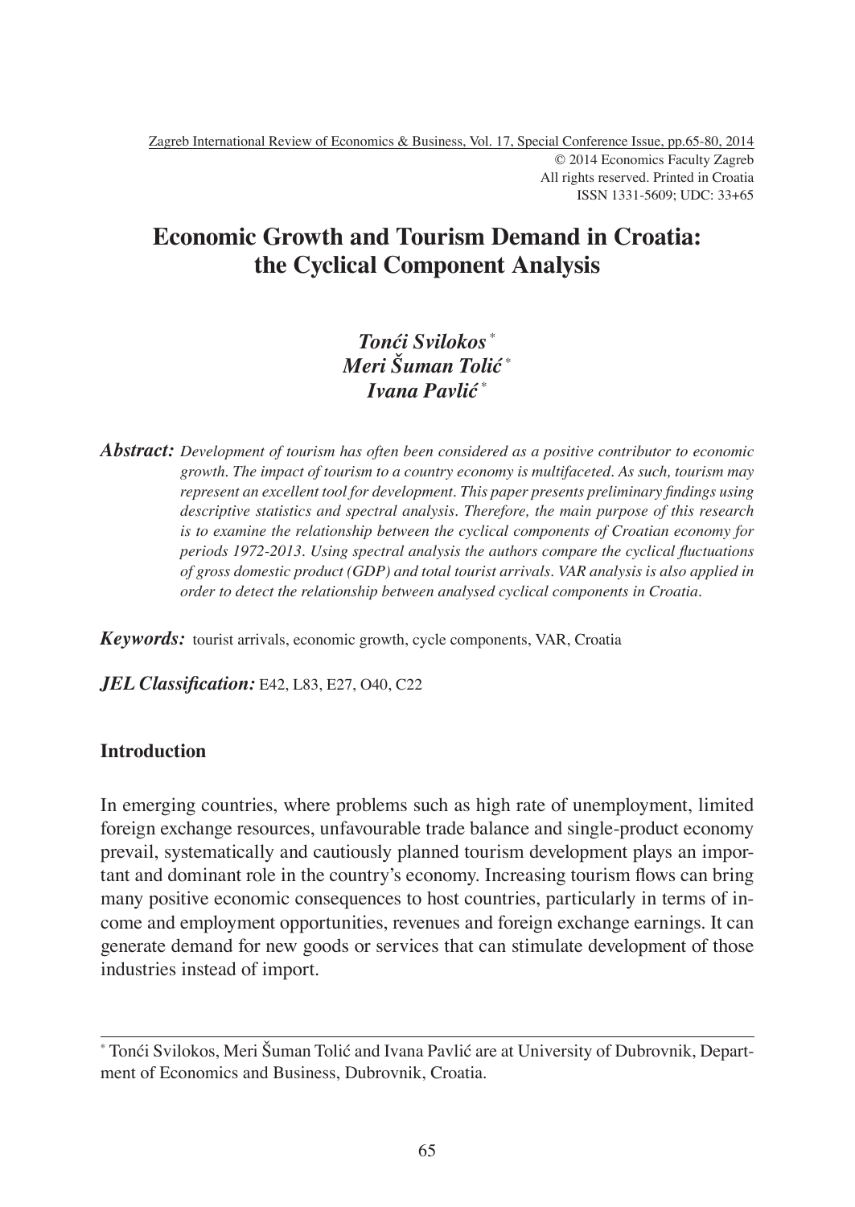Zagreb International Review of Economics & Business, Vol. 17, Special Conference Issue, pp.65-80, 2014
© 2014 Economics Faculty Zagreb
All rights reserved. Printed in Croatia
ISSN 1331-5609; UDC: 33+65

# Economic Growth and Tourism Demand in Croatia: the Cyclical Component Analysis

***Tonći Svilokos*** [*]
***Meri Šuman Tolić*** [*]
***Ivana Pavlić*** [*]

***Abstract:*** *Development of tourism has often been considered as a positive contributor to economic growth. The impact of tourism to a country economy is multifaceted. As such, tourism may represent an excellent tool for development. This paper presents preliminary findings using descriptive statistics and spectral analysis. Therefore, the main purpose of this research is to examine the relationship between the cyclical components of Croatian economy for periods 1972-2013. Using spectral analysis the authors compare the cyclical fluctuations of gross domestic product (GDP) and total tourist arrivals. VAR analysis is also applied in order to detect the relationship between analysed cyclical components in Croatia.*

***Keywords:*** tourist arrivals, economic growth, cycle components, VAR, Croatia

***JEL Classification:*** E42, L83, E27, O40, C22

## Introduction

In emerging countries, where problems such as high rate of unemployment, limited foreign exchange resources, unfavourable trade balance and single-product economy prevail, systematically and cautiously planned tourism development plays an important and dominant role in the country's economy. Increasing tourism flows can bring many positive economic consequences to host countries, particularly in terms of income and employment opportunities, revenues and foreign exchange earnings. It can generate demand for new goods or services that can stimulate development of those industries instead of import.

---

[*] Tonći Svilokos, Meri Šuman Tolić and Ivana Pavlić are at University of Dubrovnik, Department of Economics and Business, Dubrovnik, Croatia.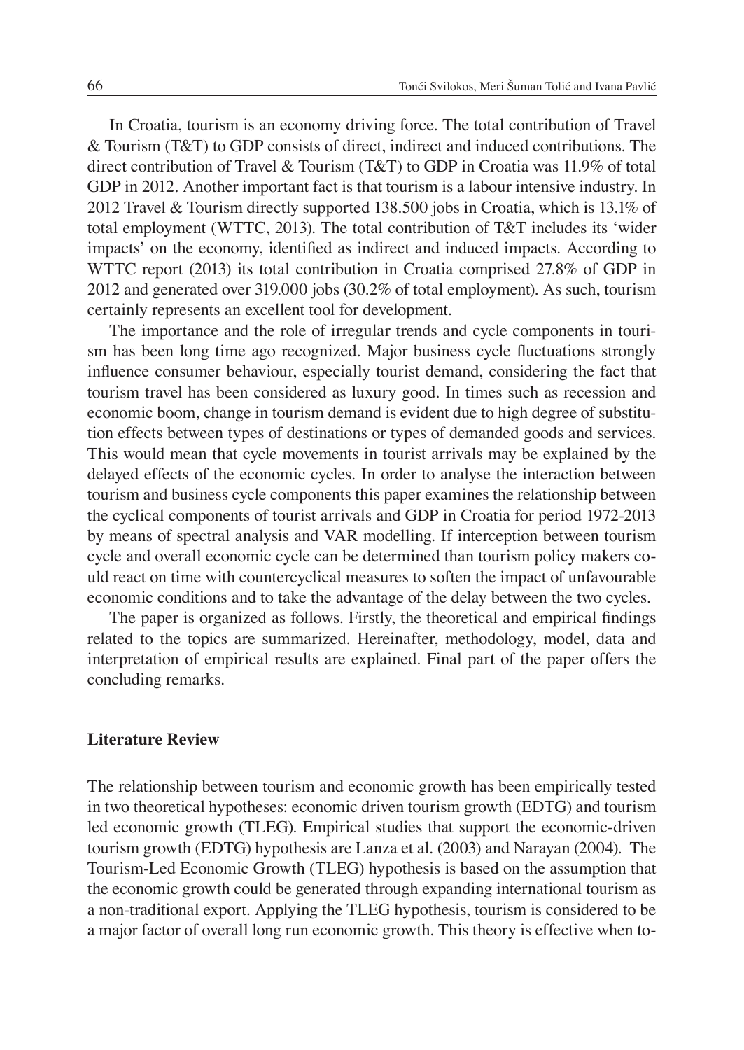In Croatia, tourism is an economy driving force. The total contribution of Travel & Tourism (T&T) to GDP consists of direct, indirect and induced contributions. The direct contribution of Travel & Tourism (T&T) to GDP in Croatia was 11.9% of total GDP in 2012. Another important fact is that tourism is a labour intensive industry. In 2012 Travel & Tourism directly supported 138.500 jobs in Croatia, which is 13.1% of total employment (WTTC, 2013). The total contribution of T&T includes its 'wider impacts' on the economy, identified as indirect and induced impacts. According to WTTC report (2013) its total contribution in Croatia comprised 27.8% of GDP in 2012 and generated over 319.000 jobs (30.2% of total employment). As such, tourism certainly represents an excellent tool for development.

The importance and the role of irregular trends and cycle components in tourism has been long time ago recognized. Major business cycle fluctuations strongly influence consumer behaviour, especially tourist demand, considering the fact that tourism travel has been considered as luxury good. In times such as recession and economic boom, change in tourism demand is evident due to high degree of substitution effects between types of destinations or types of demanded goods and services. This would mean that cycle movements in tourist arrivals may be explained by the delayed effects of the economic cycles. In order to analyse the interaction between tourism and business cycle components this paper examines the relationship between the cyclical components of tourist arrivals and GDP in Croatia for period 1972-2013 by means of spectral analysis and VAR modelling. If interception between tourism cycle and overall economic cycle can be determined than tourism policy makers could react on time with countercyclical measures to soften the impact of unfavourable economic conditions and to take the advantage of the delay between the two cycles.

The paper is organized as follows. Firstly, the theoretical and empirical findings related to the topics are summarized. Hereinafter, methodology, model, data and interpretation of empirical results are explained. Final part of the paper offers the concluding remarks.

## Literature Review

The relationship between tourism and economic growth has been empirically tested in two theoretical hypotheses: economic driven tourism growth (EDTG) and tourism led economic growth (TLEG). Empirical studies that support the economic-driven tourism growth (EDTG) hypothesis are Lanza et al. (2003) and Narayan (2004). The Tourism-Led Economic Growth (TLEG) hypothesis is based on the assumption that the economic growth could be generated through expanding international tourism as a non-traditional export. Applying the TLEG hypothesis, tourism is considered to be a major factor of overall long run economic growth. This theory is effective when to-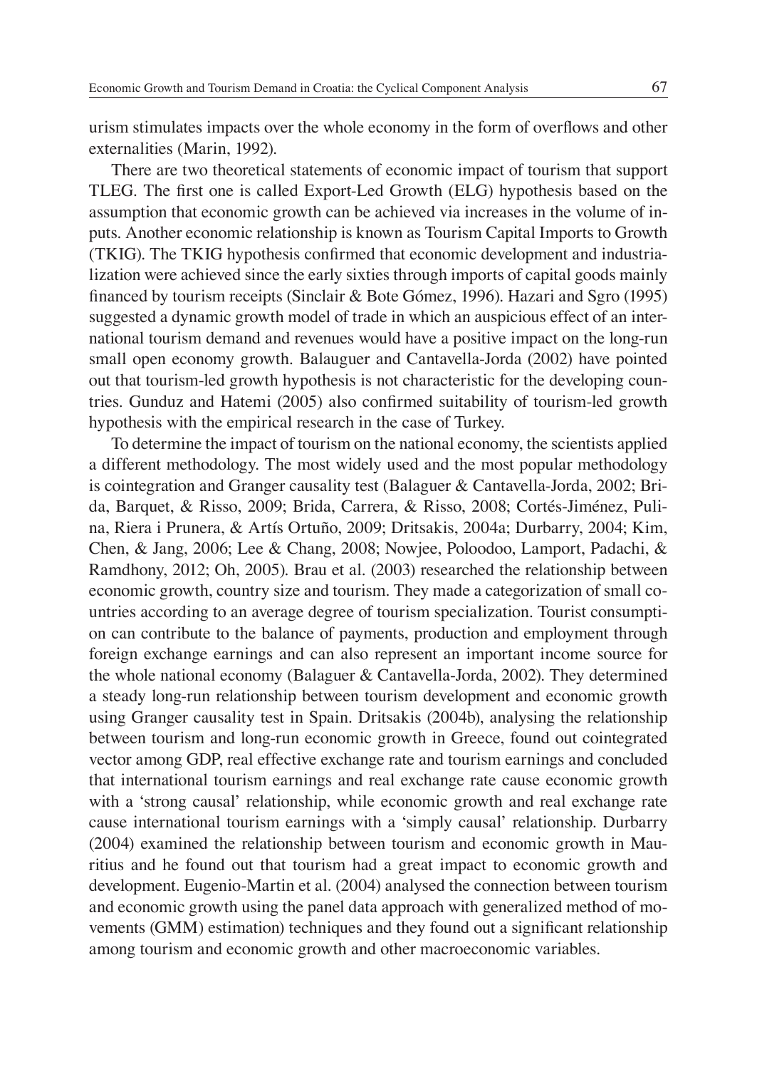urism stimulates impacts over the whole economy in the form of overflows and other externalities (Marin, 1992).

There are two theoretical statements of economic impact of tourism that support TLEG. The first one is called Export-Led Growth (ELG) hypothesis based on the assumption that economic growth can be achieved via increases in the volume of inputs. Another economic relationship is known as Tourism Capital Imports to Growth (TKIG). The TKIG hypothesis confirmed that economic development and industrialization were achieved since the early sixties through imports of capital goods mainly financed by tourism receipts (Sinclair & Bote Gómez, 1996). Hazari and Sgro (1995) suggested a dynamic growth model of trade in which an auspicious effect of an international tourism demand and revenues would have a positive impact on the long-run small open economy growth. Balauguer and Cantavella-Jorda (2002) have pointed out that tourism-led growth hypothesis is not characteristic for the developing countries. Gunduz and Hatemi (2005) also confirmed suitability of tourism-led growth hypothesis with the empirical research in the case of Turkey.

To determine the impact of tourism on the national economy, the scientists applied a different methodology. The most widely used and the most popular methodology is cointegration and Granger causality test (Balaguer & Cantavella-Jorda, 2002; Brida, Barquet, & Risso, 2009; Brida, Carrera, & Risso, 2008; Cortés-Jiménez, Pulina, Riera i Prunera, & Artís Ortuño, 2009; Dritsakis, 2004a; Durbarry, 2004; Kim, Chen, & Jang, 2006; Lee & Chang, 2008; Nowjee, Poloodoo, Lamport, Padachi, & Ramdhony, 2012; Oh, 2005). Brau et al. (2003) researched the relationship between economic growth, country size and tourism. They made a categorization of small countries according to an average degree of tourism specialization. Tourist consumption can contribute to the balance of payments, production and employment through foreign exchange earnings and can also represent an important income source for the whole national economy (Balaguer & Cantavella-Jorda, 2002). They determined a steady long-run relationship between tourism development and economic growth using Granger causality test in Spain. Dritsakis (2004b), analysing the relationship between tourism and long-run economic growth in Greece, found out cointegrated vector among GDP, real effective exchange rate and tourism earnings and concluded that international tourism earnings and real exchange rate cause economic growth with a 'strong causal' relationship, while economic growth and real exchange rate cause international tourism earnings with a 'simply causal' relationship. Durbarry (2004) examined the relationship between tourism and economic growth in Mauritius and he found out that tourism had a great impact to economic growth and development. Eugenio-Martin et al. (2004) analysed the connection between tourism and economic growth using the panel data approach with generalized method of movements (GMM) estimation) techniques and they found out a significant relationship among tourism and economic growth and other macroeconomic variables.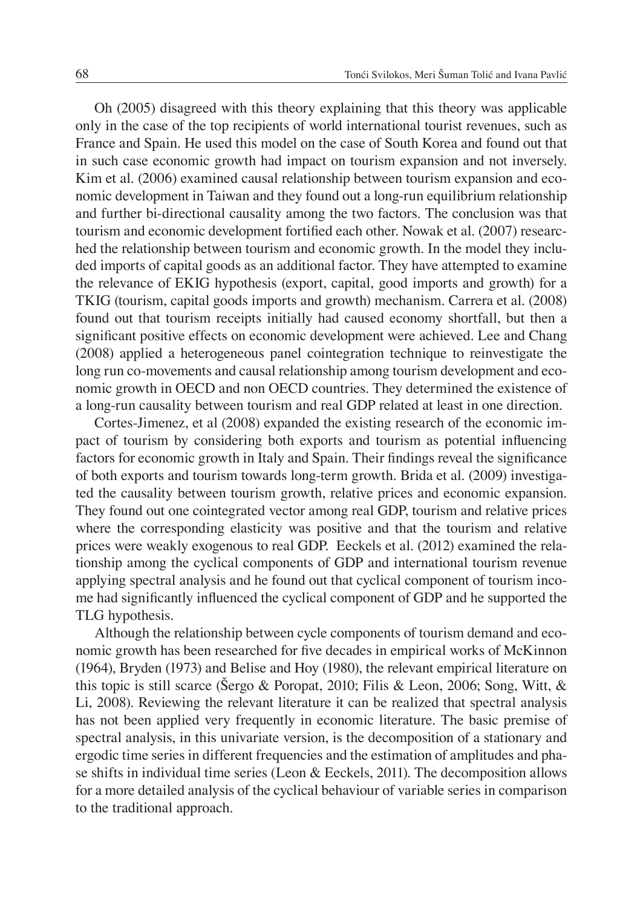Oh (2005) disagreed with this theory explaining that this theory was applicable only in the case of the top recipients of world international tourist revenues, such as France and Spain. He used this model on the case of South Korea and found out that in such case economic growth had impact on tourism expansion and not inversely. Kim et al. (2006) examined causal relationship between tourism expansion and economic development in Taiwan and they found out a long-run equilibrium relationship and further bi-directional causality among the two factors. The conclusion was that tourism and economic development fortified each other. Nowak et al. (2007) researched the relationship between tourism and economic growth. In the model they included imports of capital goods as an additional factor. They have attempted to examine the relevance of EKIG hypothesis (export, capital, good imports and growth) for a TKIG (tourism, capital goods imports and growth) mechanism. Carrera et al. (2008) found out that tourism receipts initially had caused economy shortfall, but then a significant positive effects on economic development were achieved. Lee and Chang (2008) applied a heterogeneous panel cointegration technique to reinvestigate the long run co-movements and causal relationship among tourism development and economic growth in OECD and non OECD countries. They determined the existence of a long-run causality between tourism and real GDP related at least in one direction.

Cortes-Jimenez, et al (2008) expanded the existing research of the economic impact of tourism by considering both exports and tourism as potential influencing factors for economic growth in Italy and Spain. Their findings reveal the significance of both exports and tourism towards long-term growth. Brida et al. (2009) investigated the causality between tourism growth, relative prices and economic expansion. They found out one cointegrated vector among real GDP, tourism and relative prices where the corresponding elasticity was positive and that the tourism and relative prices were weakly exogenous to real GDP. Eeckels et al. (2012) examined the relationship among the cyclical components of GDP and international tourism revenue applying spectral analysis and he found out that cyclical component of tourism income had significantly influenced the cyclical component of GDP and he supported the TLG hypothesis.

Although the relationship between cycle components of tourism demand and economic growth has been researched for five decades in empirical works of McKinnon (1964), Bryden (1973) and Belise and Hoy (1980), the relevant empirical literature on this topic is still scarce (Šergo & Poropat, 2010; Filis & Leon, 2006; Song, Witt, & Li, 2008). Reviewing the relevant literature it can be realized that spectral analysis has not been applied very frequently in economic literature. The basic premise of spectral analysis, in this univariate version, is the decomposition of a stationary and ergodic time series in different frequencies and the estimation of amplitudes and phase shifts in individual time series (Leon & Eeckels, 2011). The decomposition allows for a more detailed analysis of the cyclical behaviour of variable series in comparison to the traditional approach.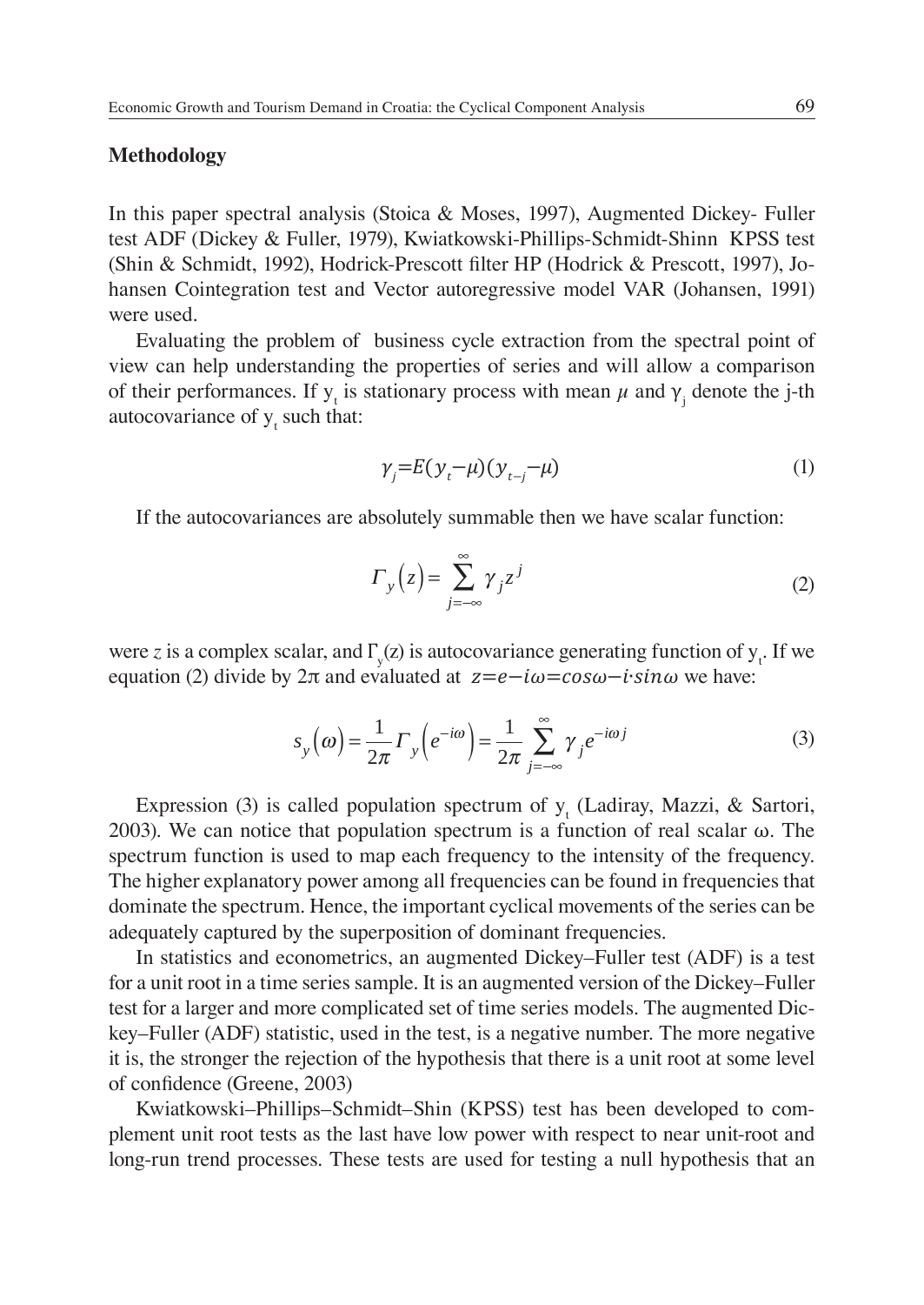## Methodology

In this paper spectral analysis (Stoica & Moses, 1997), Augmented Dickey- Fuller test ADF (Dickey & Fuller, 1979), Kwiatkowski-Phillips-Schmidt-Shinn KPSS test (Shin & Schmidt, 1992), Hodrick-Prescott filter HP (Hodrick & Prescott, 1997), Johansen Cointegration test and Vector autoregressive model VAR (Johansen, 1991) were used.

Evaluating the problem of business cycle extraction from the spectral point of view can help understanding the properties of series and will allow a comparison of their performances. If $y_t$ is stationary process with mean $\mu$ and $\gamma_j$ denote the j-th autocovariance of $y_t$ such that:

$$\gamma_j = E(y_t - \mu)(y_{t-j} - \mu) \tag{1}$$

If the autocovariances are absolutely summable then we have scalar function:

$$\Gamma_y(z) = \sum_{j=-\infty}^{\infty} \gamma_j z^j \tag{2}$$

were $z$ is a complex scalar, and $\Gamma_y(z)$ is autocovariance generating function of $y_t$. If we equation (2) divide by $2\pi$ and evaluated at $z = e - i\omega = cos\omega - i \cdot sin\omega$ we have:

$$s_y(\omega) = \frac{1}{2\pi} \Gamma_y\left(e^{-i\omega}\right) = \frac{1}{2\pi} \sum_{j=-\infty}^{\infty} \gamma_j e^{-i\omega j} \tag{3}$$

Expression (3) is called population spectrum of $y_t$ (Ladiray, Mazzi, & Sartori, 2003). We can notice that population spectrum is a function of real scalar ω. The spectrum function is used to map each frequency to the intensity of the frequency. The higher explanatory power among all frequencies can be found in frequencies that dominate the spectrum. Hence, the important cyclical movements of the series can be adequately captured by the superposition of dominant frequencies.

In statistics and econometrics, an augmented Dickey–Fuller test (ADF) is a test for a unit root in a time series sample. It is an augmented version of the Dickey–Fuller test for a larger and more complicated set of time series models. The augmented Dickey–Fuller (ADF) statistic, used in the test, is a negative number. The more negative it is, the stronger the rejection of the hypothesis that there is a unit root at some level of confidence (Greene, 2003)

Kwiatkowski–Phillips–Schmidt–Shin (KPSS) test has been developed to complement unit root tests as the last have low power with respect to near unit-root and long-run trend processes. These tests are used for testing a null hypothesis that an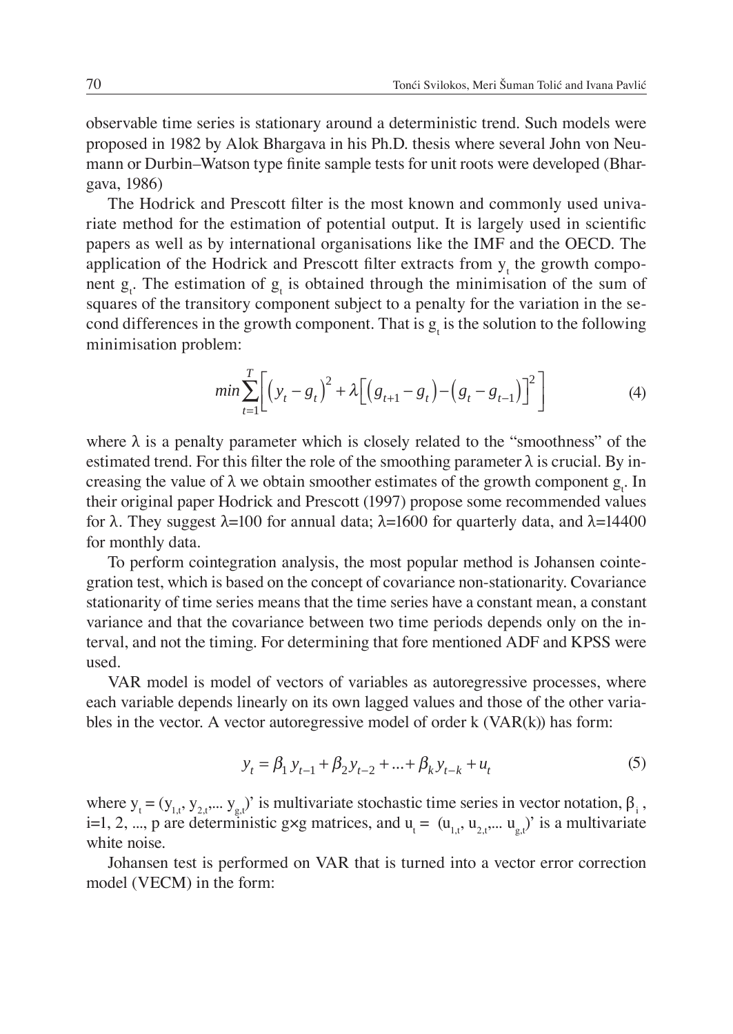observable time series is stationary around a deterministic trend. Such models were proposed in 1982 by Alok Bhargava in his Ph.D. thesis where several John von Neumann or Durbin–Watson type finite sample tests for unit roots were developed (Bhargava, 1986)

The Hodrick and Prescott filter is the most known and commonly used univariate method for the estimation of potential output. It is largely used in scientific papers as well as by international organisations like the IMF and the OECD. The application of the Hodrick and Prescott filter extracts from $y_t$ the growth component $g_t$. The estimation of $g_t$ is obtained through the minimisation of the sum of squares of the transitory component subject to a penalty for the variation in the second differences in the growth component. That is $g_t$ is the solution to the following minimisation problem:

$$min\sum_{t=1}^{T}\left[\left(y_t - g_t\right)^2 + \lambda\left[\left(g_{t+1} - g_t\right) - \left(g_t - g_{t-1}\right)\right]^2\right] \tag{4}$$

where λ is a penalty parameter which is closely related to the "smoothness" of the estimated trend. For this filter the role of the smoothing parameter λ is crucial. By increasing the value of λ we obtain smoother estimates of the growth component $g_t$. In their original paper Hodrick and Prescott (1997) propose some recommended values for λ. They suggest λ=100 for annual data; λ=1600 for quarterly data, and λ=14400 for monthly data.

To perform cointegration analysis, the most popular method is Johansen cointegration test, which is based on the concept of covariance non-stationarity. Covariance stationarity of time series means that the time series have a constant mean, a constant variance and that the covariance between two time periods depends only on the interval, and not the timing. For determining that fore mentioned ADF and KPSS were used.

VAR model is model of vectors of variables as autoregressive processes, where each variable depends linearly on its own lagged values and those of the other variables in the vector. A vector autoregressive model of order k (VAR(k)) has form:

$$y_t = \beta_1 y_{t-1} + \beta_2 y_{t-2} + ... + \beta_k y_{t-k} + u_t \tag{5}$$

where $y_t = (y_{1,t}, y_{2,t},... y_{g,t})'$ is multivariate stochastic time series in vector notation, $\beta_i$, i=1, 2, ..., p are deterministic g×g matrices, and $u_t = (u_{1,t}, u_{2,t},... u_{g,t})'$ is a multivariate white noise.

Johansen test is performed on VAR that is turned into a vector error correction model (VECM) in the form: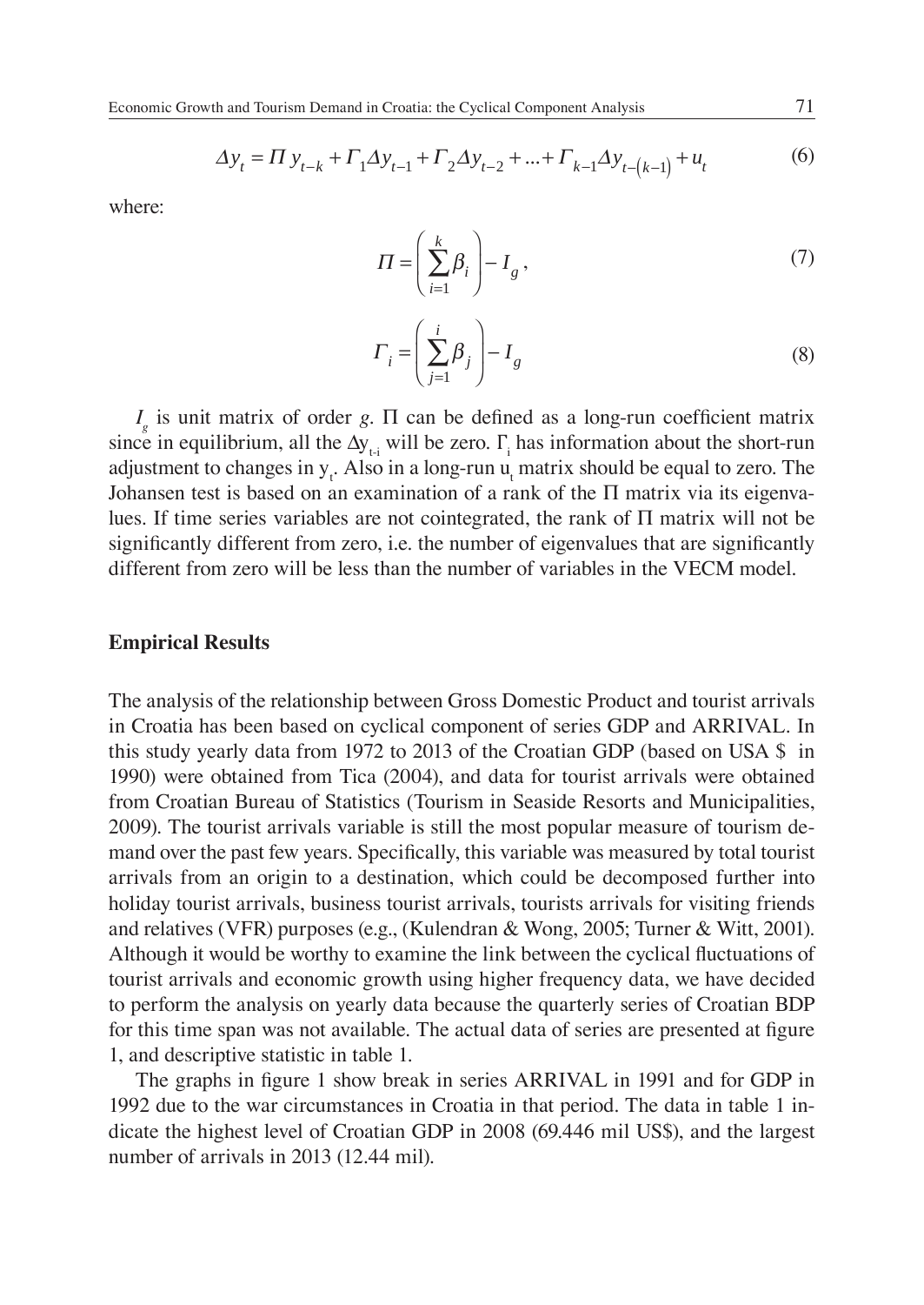$$\Delta y_t = \Pi y_{t-k} + \Gamma_1 \Delta y_{t-1} + \Gamma_2 \Delta y_{t-2} + ... + \Gamma_{k-1} \Delta y_{t-(k-1)} + u_t \tag{6}$$

where:

$$\Pi = \left( \sum_{i=1}^{k} \beta_i \right) - I_g , \tag{7}$$

$$\Gamma_i = \left( \sum_{j=1}^{i} \beta_j \right) - I_g \tag{8}$$

$I_g$ is unit matrix of order $g$. Π can be defined as a long-run coefficient matrix since in equilibrium, all the $\Delta y_{t-i}$ will be zero. $\Gamma_i$ has information about the short-run adjustment to changes in $y_t$. Also in a long-run $u_t$ matrix should be equal to zero. The Johansen test is based on an examination of a rank of the Π matrix via its eigenvalues. If time series variables are not cointegrated, the rank of Π matrix will not be significantly different from zero, i.e. the number of eigenvalues that are significantly different from zero will be less than the number of variables in the VECM model.

## Empirical Results

The analysis of the relationship between Gross Domestic Product and tourist arrivals in Croatia has been based on cyclical component of series GDP and ARRIVAL. In this study yearly data from 1972 to 2013 of the Croatian GDP (based on USA $ in 1990) were obtained from Tica (2004), and data for tourist arrivals were obtained from Croatian Bureau of Statistics (Tourism in Seaside Resorts and Municipalities, 2009). The tourist arrivals variable is still the most popular measure of tourism demand over the past few years. Specifically, this variable was measured by total tourist arrivals from an origin to a destination, which could be decomposed further into holiday tourist arrivals, business tourist arrivals, tourists arrivals for visiting friends and relatives (VFR) purposes (e.g., (Kulendran & Wong, 2005; Turner & Witt, 2001). Although it would be worthy to examine the link between the cyclical fluctuations of tourist arrivals and economic growth using higher frequency data, we have decided to perform the analysis on yearly data because the quarterly series of Croatian BDP for this time span was not available. The actual data of series are presented at figure 1, and descriptive statistic in table 1.

The graphs in figure 1 show break in series ARRIVAL in 1991 and for GDP in 1992 due to the war circumstances in Croatia in that period. The data in table 1 indicate the highest level of Croatian GDP in 2008 (69.446 mil US$), and the largest number of arrivals in 2013 (12.44 mil).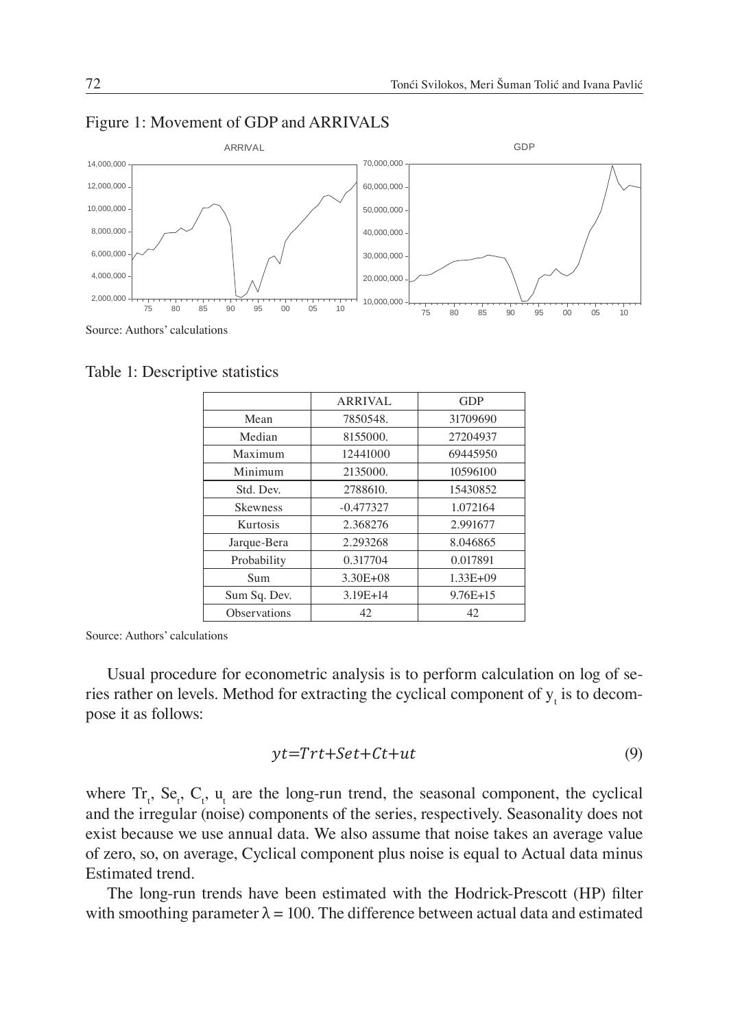Figure 1: Movement of GDP and ARRIVALS

Source: Authors' calculations

Table 1: Descriptive statistics

| | ARRIVAL | GDP |
|---|---|---|
| Mean | 7850548. | 31709690 |
| Median | 8155000. | 27204937 |
| Maximum | 12441000 | 69445950 |
| Minimum | 2135000. | 10596100 |
| Std. Dev. | 2788610. | 15430852 |
| Skewness | -0.477327 | 1.072164 |
| Kurtosis | 2.368276 | 2.991677 |
| Jarque-Bera | 2.293268 | 8.046865 |
| Probability | 0.317704 | 0.017891 |
| Sum | 3.30E+08 | 1.33E+09 |
| Sum Sq. Dev. | 3.19E+14 | 9.76E+15 |
| Observations | 42 | 42 |

Source: Authors' calculations

Usual procedure for econometric analysis is to perform calculation on log of series rather on levels. Method for extracting the cyclical component of $y_t$ is to decompose it as follows:

$$yt=Trt+Set+Ct+ut \tag{9}$$

where $Tr_t$, $Se_t$, $C_t$, $u_t$ are the long-run trend, the seasonal component, the cyclical and the irregular (noise) components of the series, respectively. Seasonality does not exist because we use annual data. We also assume that noise takes an average value of zero, so, on average, Cyclical component plus noise is equal to Actual data minus Estimated trend.

The long-run trends have been estimated with the Hodrick-Prescott (HP) filter with smoothing parameter $\lambda = 100$. The difference between actual data and estimated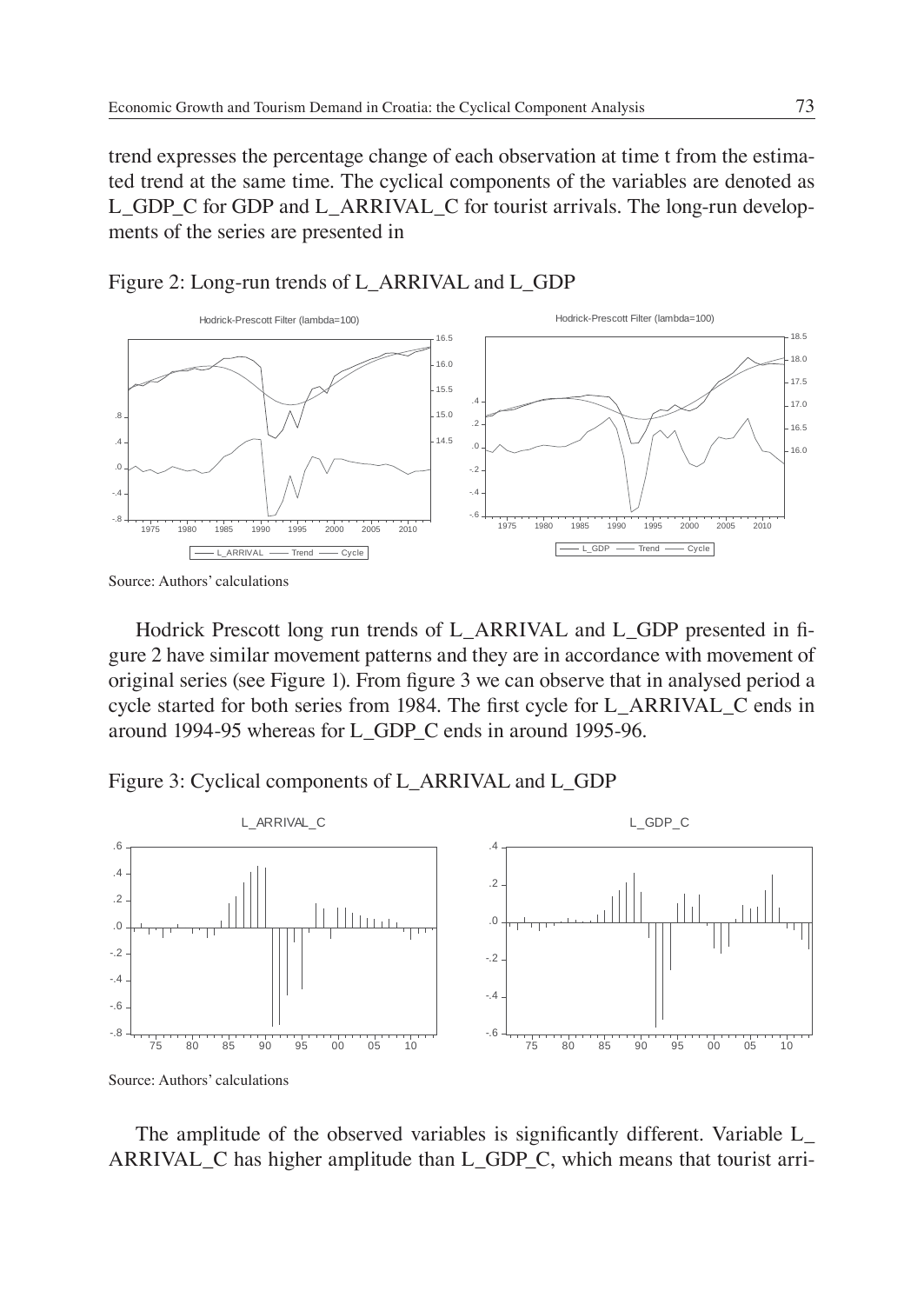trend expresses the percentage change of each observation at time t from the estimated trend at the same time. The cyclical components of the variables are denoted as L_GDP_C for GDP and L_ARRIVAL_C for tourist arrivals. The long-run developments of the series are presented in

Figure 2: Long-run trends of L_ARRIVAL and L_GDP

Source: Authors' calculations

Hodrick Prescott long run trends of L_ARRIVAL and L_GDP presented in figure 2 have similar movement patterns and they are in accordance with movement of original series (see Figure 1). From figure 3 we can observe that in analysed period a cycle started for both series from 1984. The first cycle for L_ARRIVAL_C ends in around 1994-95 whereas for L_GDP_C ends in around 1995-96.

Figure 3: Cyclical components of L_ARRIVAL and L_GDP

Source: Authors' calculations

The amplitude of the observed variables is significantly different. Variable L_ARRIVAL_C has higher amplitude than L_GDP_C, which means that tourist arri-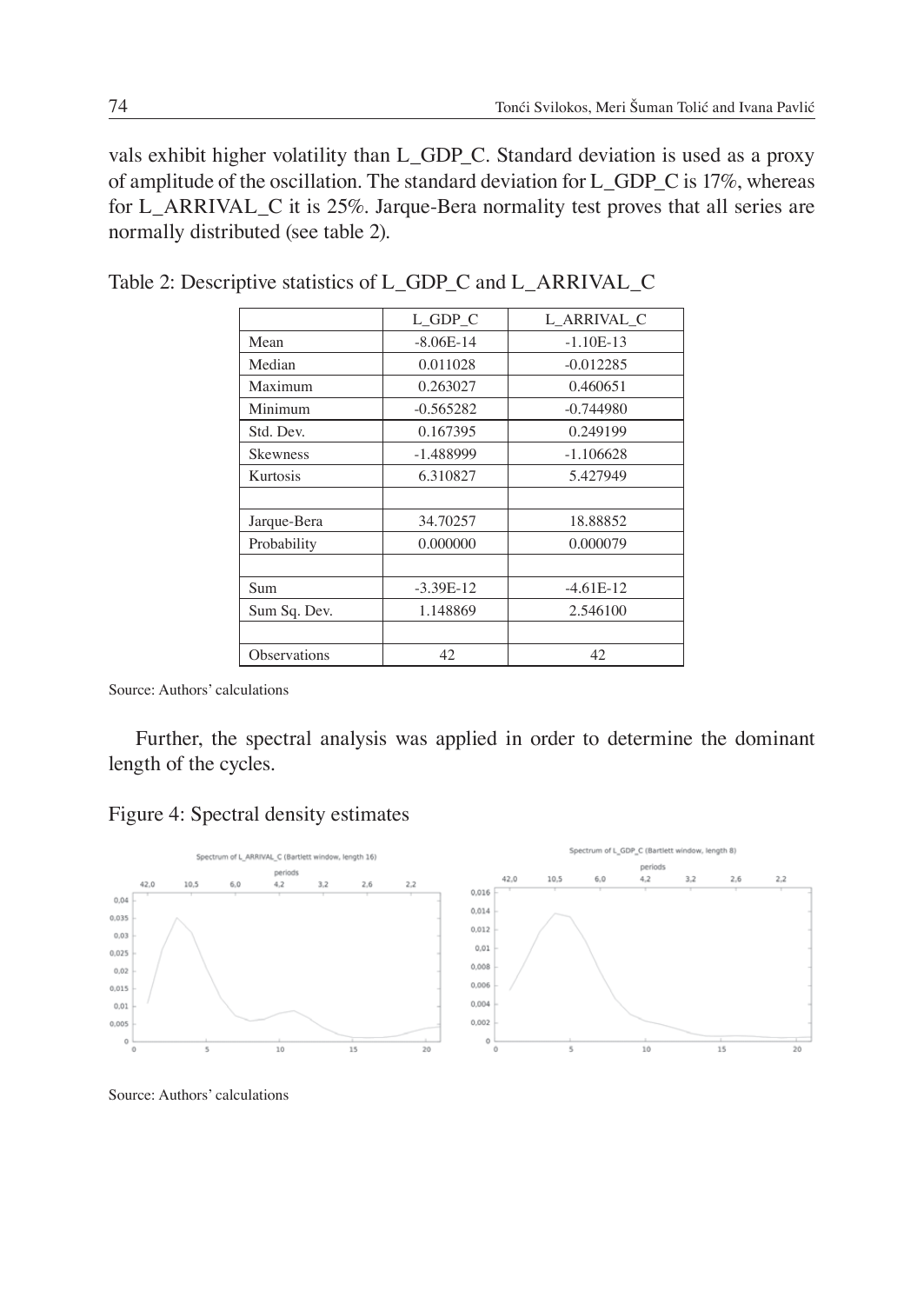vals exhibit higher volatility than L_GDP_C. Standard deviation is used as a proxy of amplitude of the oscillation. The standard deviation for L_GDP_C is 17%, whereas for L_ARRIVAL_C it is 25%. Jarque-Bera normality test proves that all series are normally distributed (see table 2).

Table 2: Descriptive statistics of L_GDP_C and L_ARRIVAL_C

| | L_GDP_C | L_ARRIVAL_C |
|---|---|---|
| Mean | -8.06E-14 | -1.10E-13 |
| Median | 0.011028 | -0.012285 |
| Maximum | 0.263027 | 0.460651 |
| Minimum | -0.565282 | -0.744980 |
| Std. Dev. | 0.167395 | 0.249199 |
| Skewness | -1.488999 | -1.106628 |
| Kurtosis | 6.310827 | 5.427949 |
| | | |
| Jarque-Bera | 34.70257 | 18.88852 |
| Probability | 0.000000 | 0.000079 |
| | | |
| Sum | -3.39E-12 | -4.61E-12 |
| Sum Sq. Dev. | 1.148869 | 2.546100 |
| | | |
| Observations | 42 | 42 |

Source: Authors' calculations

Further, the spectral analysis was applied in order to determine the dominant length of the cycles.

Figure 4: Spectral density estimates

Source: Authors' calculations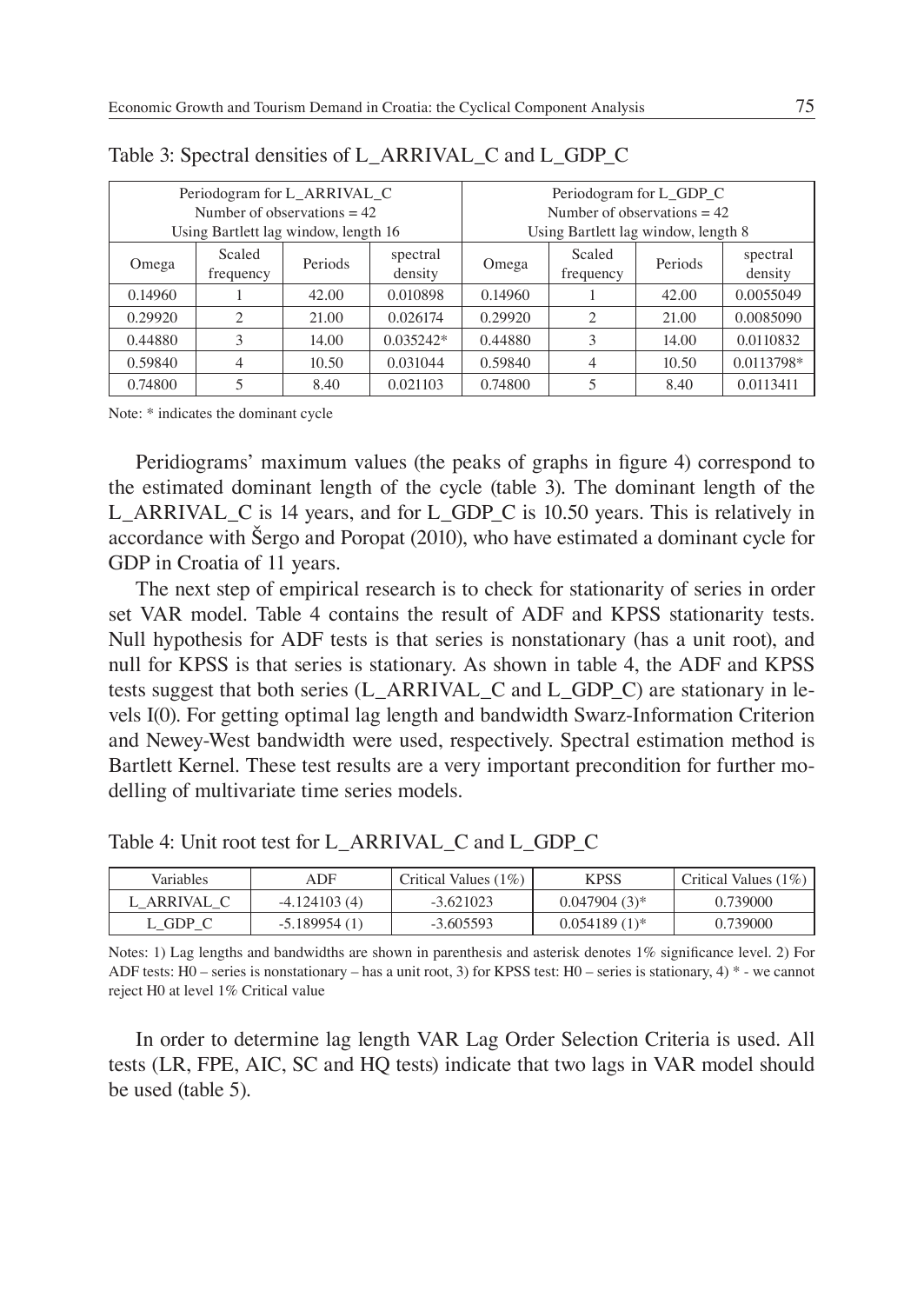Table 3: Spectral densities of L_ARRIVAL_C and L_GDP_C

| Periodogram for L_ARRIVAL_C Number of observations = 42 Using Bartlett lag window, length 16 | | | | Periodogram for L_GDP_C Number of observations = 42 Using Bartlett lag window, length 8 | | | |
|---|---|---|---|---|---|---|---|
| Omega | Scaled frequency | Periods | spectral density | Omega | Scaled frequency | Periods | spectral density |
| 0.14960 | 1 | 42.00 | 0.010898 | 0.14960 | 1 | 42.00 | 0.0055049 |
| 0.29920 | 2 | 21.00 | 0.026174 | 0.29920 | 2 | 21.00 | 0.0085090 |
| 0.44880 | 3 | 14.00 | 0.035242* | 0.44880 | 3 | 14.00 | 0.0110832 |
| 0.59840 | 4 | 10.50 | 0.031044 | 0.59840 | 4 | 10.50 | 0.0113798* |
| 0.74800 | 5 | 8.40 | 0.021103 | 0.74800 | 5 | 8.40 | 0.0113411 |

Note: * indicates the dominant cycle

Peridiograms' maximum values (the peaks of graphs in figure 4) correspond to the estimated dominant length of the cycle (table 3). The dominant length of the L_ARRIVAL_C is 14 years, and for L_GDP_C is 10.50 years. This is relatively in accordance with Šergo and Poropat (2010), who have estimated a dominant cycle for GDP in Croatia of 11 years.

The next step of empirical research is to check for stationarity of series in order set VAR model. Table 4 contains the result of ADF and KPSS stationarity tests. Null hypothesis for ADF tests is that series is nonstationary (has a unit root), and null for KPSS is that series is stationary. As shown in table 4, the ADF and KPSS tests suggest that both series (L_ARRIVAL_C and L_GDP_C) are stationary in levels I(0). For getting optimal lag length and bandwidth Swarz-Information Criterion and Newey-West bandwidth were used, respectively. Spectral estimation method is Bartlett Kernel. These test results are a very important precondition for further modelling of multivariate time series models.

Table 4: Unit root test for L_ARRIVAL_C and L_GDP_C

| Variables | ADF | Critical Values (1%) | KPSS | Critical Values (1%) |
|---|---|---|---|---|
| L_ARRIVAL_C | -4.124103 (4) | -3.621023 | 0.047904 (3)* | 0.739000 |
| L_GDP_C | -5.189954 (1) | -3.605593 | 0.054189 (1)* | 0.739000 |

Notes: 1) Lag lengths and bandwidths are shown in parenthesis and asterisk denotes 1% significance level. 2) For ADF tests: H0 – series is nonstationary – has a unit root, 3) for KPSS test: H0 – series is stationary, 4) * - we cannot reject H0 at level 1% Critical value

In order to determine lag length VAR Lag Order Selection Criteria is used. All tests (LR, FPE, AIC, SC and HQ tests) indicate that two lags in VAR model should be used (table 5).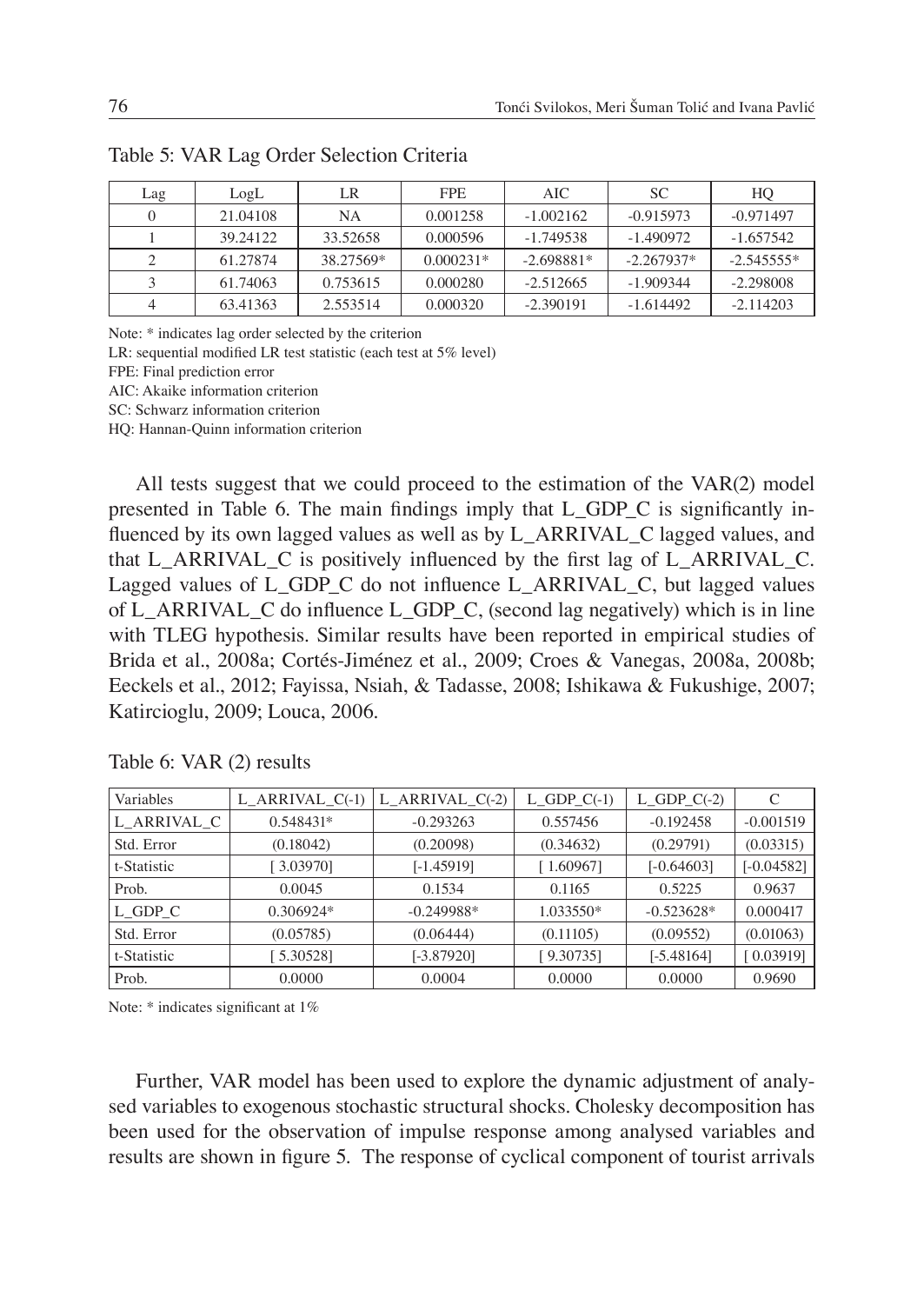Table 5: VAR Lag Order Selection Criteria

| Lag | LogL | LR | FPE | AIC | SC | HQ |
|---|---|---|---|---|---|---|
| 0 | 21.04108 | NA | 0.001258 | -1.002162 | -0.915973 | -0.971497 |
| 1 | 39.24122 | 33.52658 | 0.000596 | -1.749538 | -1.490972 | -1.657542 |
| 2 | 61.27874 | 38.27569* | 0.000231* | -2.698881* | -2.267937* | -2.545555* |
| 3 | 61.74063 | 0.753615 | 0.000280 | -2.512665 | -1.909344 | -2.298008 |
| 4 | 63.41363 | 2.553514 | 0.000320 | -2.390191 | -1.614492 | -2.114203 |

Note: * indicates lag order selected by the criterion

LR: sequential modified LR test statistic (each test at 5% level)

FPE: Final prediction error

AIC: Akaike information criterion

SC: Schwarz information criterion

HQ: Hannan-Quinn information criterion

All tests suggest that we could proceed to the estimation of the VAR(2) model presented in Table 6. The main findings imply that L_GDP_C is significantly influenced by its own lagged values as well as by L_ARRIVAL_C lagged values, and that L_ARRIVAL_C is positively influenced by the first lag of L_ARRIVAL_C. Lagged values of L_GDP_C do not influence L_ARRIVAL_C, but lagged values of L_ARRIVAL_C do influence L_GDP_C, (second lag negatively) which is in line with TLEG hypothesis. Similar results have been reported in empirical studies of Brida et al., 2008a; Cortés-Jiménez et al., 2009; Croes & Vanegas, 2008a, 2008b; Eeckels et al., 2012; Fayissa, Nsiah, & Tadasse, 2008; Ishikawa & Fukushige, 2007; Katircioglu, 2009; Louca, 2006.

Table 6: VAR (2) results

| Variables | L_ARRIVAL_C(-1) | L_ARRIVAL_C(-2) | L_GDP_C(-1) | L_GDP_C(-2) | C |
|---|---|---|---|---|---|
| L_ARRIVAL_C | 0.548431* | -0.293263 | 0.557456 | -0.192458 | -0.001519 |
| Std. Error | (0.18042) | (0.20098) | (0.34632) | (0.29791) | (0.03315) |
| t-Statistic | [ 3.03970] | [-1.45919] | [ 1.60967] | [-0.64603] | [-0.04582] |
| Prob. | 0.0045 | 0.1534 | 0.1165 | 0.5225 | 0.9637 |
| L_GDP_C | 0.306924* | -0.249988* | 1.033550* | -0.523628* | 0.000417 |
| Std. Error | (0.05785) | (0.06444) | (0.11105) | (0.09552) | (0.01063) |
| t-Statistic | [ 5.30528] | [-3.87920] | [ 9.30735] | [-5.48164] | [ 0.03919] |
| Prob. | 0.0000 | 0.0004 | 0.0000 | 0.0000 | 0.9690 |

Note: * indicates significant at 1%

Further, VAR model has been used to explore the dynamic adjustment of analysed variables to exogenous stochastic structural shocks. Cholesky decomposition has been used for the observation of impulse response among analysed variables and results are shown in figure 5. The response of cyclical component of tourist arrivals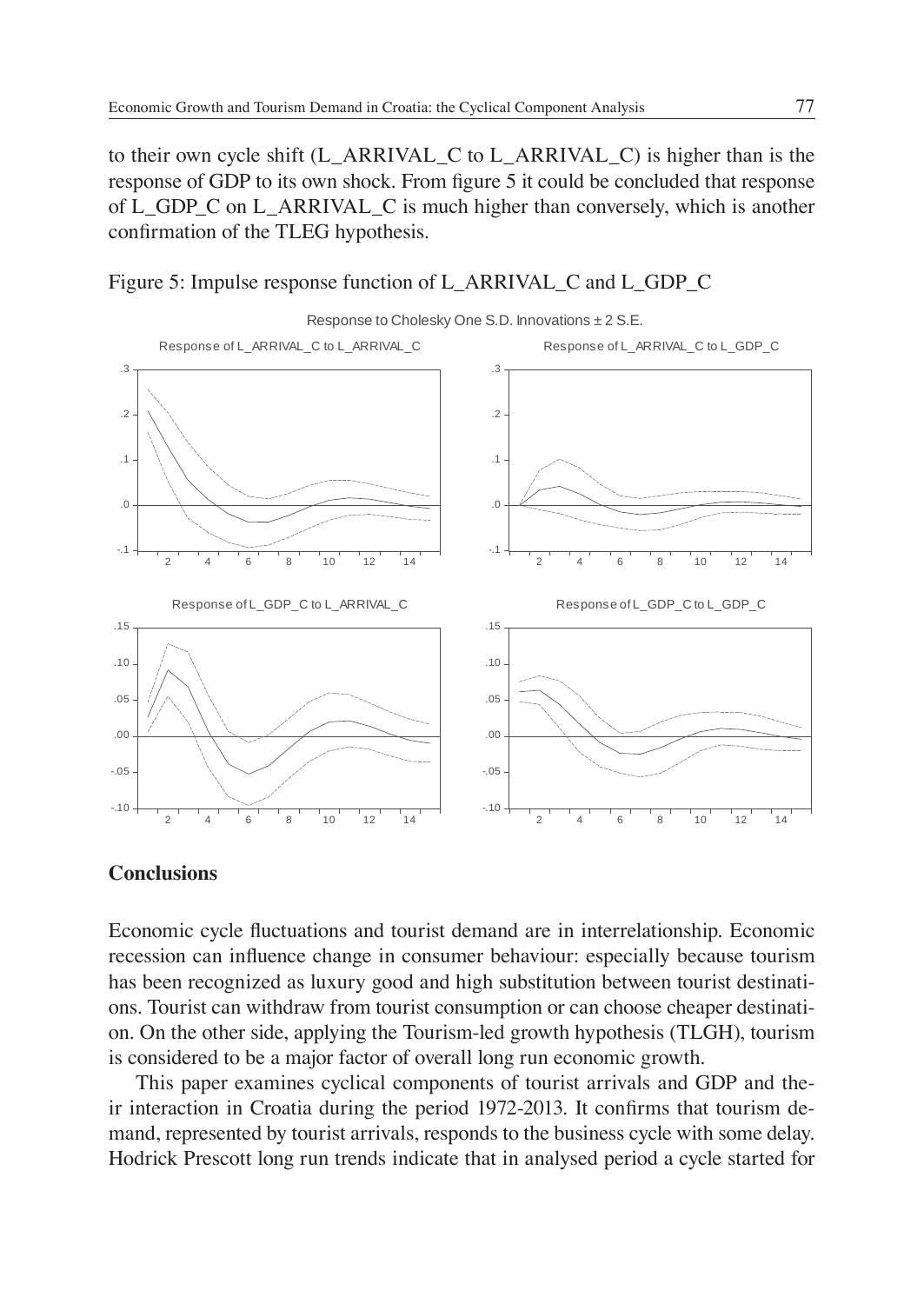to their own cycle shift (L_ARRIVAL_C to L_ARRIVAL_C) is higher than is the response of GDP to its own shock. From figure 5 it could be concluded that response of L_GDP_C on L_ARRIVAL_C is much higher than conversely, which is another confirmation of the TLEG hypothesis.

Figure 5: Impulse response function of L_ARRIVAL_C and L_GDP_C

## Conclusions

Economic cycle fluctuations and tourist demand are in interrelationship. Economic recession can influence change in consumer behaviour: especially because tourism has been recognized as luxury good and high substitution between tourist destinations. Tourist can withdraw from tourist consumption or can choose cheaper destination. On the other side, applying the Tourism-led growth hypothesis (TLGH), tourism is considered to be a major factor of overall long run economic growth.

This paper examines cyclical components of tourist arrivals and GDP and their interaction in Croatia during the period 1972-2013. It confirms that tourism demand, represented by tourist arrivals, responds to the business cycle with some delay. Hodrick Prescott long run trends indicate that in analysed period a cycle started for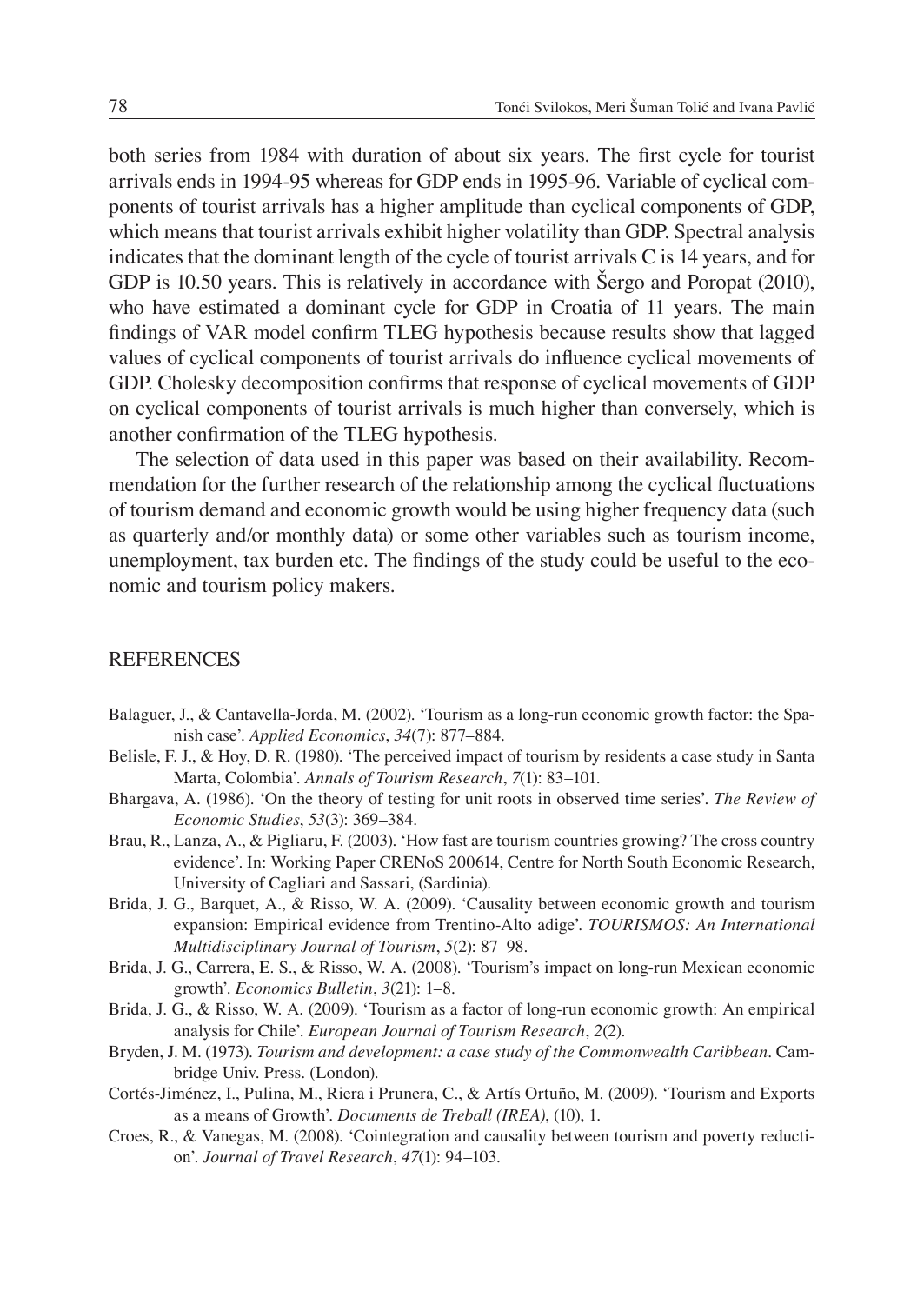both series from 1984 with duration of about six years. The first cycle for tourist arrivals ends in 1994-95 whereas for GDP ends in 1995-96. Variable of cyclical components of tourist arrivals has a higher amplitude than cyclical components of GDP, which means that tourist arrivals exhibit higher volatility than GDP. Spectral analysis indicates that the dominant length of the cycle of tourist arrivals C is 14 years, and for GDP is 10.50 years. This is relatively in accordance with Šergo and Poropat (2010), who have estimated a dominant cycle for GDP in Croatia of 11 years. The main findings of VAR model confirm TLEG hypothesis because results show that lagged values of cyclical components of tourist arrivals do influence cyclical movements of GDP. Cholesky decomposition confirms that response of cyclical movements of GDP on cyclical components of tourist arrivals is much higher than conversely, which is another confirmation of the TLEG hypothesis.

The selection of data used in this paper was based on their availability. Recommendation for the further research of the relationship among the cyclical fluctuations of tourism demand and economic growth would be using higher frequency data (such as quarterly and/or monthly data) or some other variables such as tourism income, unemployment, tax burden etc. The findings of the study could be useful to the economic and tourism policy makers.

## REFERENCES

Balaguer, J., & Cantavella-Jorda, M. (2002). 'Tourism as a long-run economic growth factor: the Spanish case'. *Applied Economics*, *34*(7): 877–884.

Belisle, F. J., & Hoy, D. R. (1980). 'The perceived impact of tourism by residents a case study in Santa Marta, Colombia'. *Annals of Tourism Research*, *7*(1): 83–101.

Bhargava, A. (1986). 'On the theory of testing for unit roots in observed time series'. *The Review of Economic Studies*, *53*(3): 369–384.

Brau, R., Lanza, A., & Pigliaru, F. (2003). 'How fast are tourism countries growing? The cross country evidence'. In: Working Paper CRENoS 200614, Centre for North South Economic Research, University of Cagliari and Sassari, (Sardinia).

Brida, J. G., Barquet, A., & Risso, W. A. (2009). 'Causality between economic growth and tourism expansion: Empirical evidence from Trentino-Alto adige'. *TOURISMOS: An International Multidisciplinary Journal of Tourism*, *5*(2): 87–98.

Brida, J. G., Carrera, E. S., & Risso, W. A. (2008). 'Tourism's impact on long-run Mexican economic growth'. *Economics Bulletin*, *3*(21): 1–8.

Brida, J. G., & Risso, W. A. (2009). 'Tourism as a factor of long-run economic growth: An empirical analysis for Chile'. *European Journal of Tourism Research*, *2*(2).

Bryden, J. M. (1973). *Tourism and development: a case study of the Commonwealth Caribbean*. Cambridge Univ. Press. (London).

Cortés-Jiménez, I., Pulina, M., Riera i Prunera, C., & Artís Ortuño, M. (2009). 'Tourism and Exports as a means of Growth'. *Documents de Treball (IREA)*, (10), 1.

Croes, R., & Vanegas, M. (2008). 'Cointegration and causality between tourism and poverty reduction'. *Journal of Travel Research*, *47*(1): 94–103.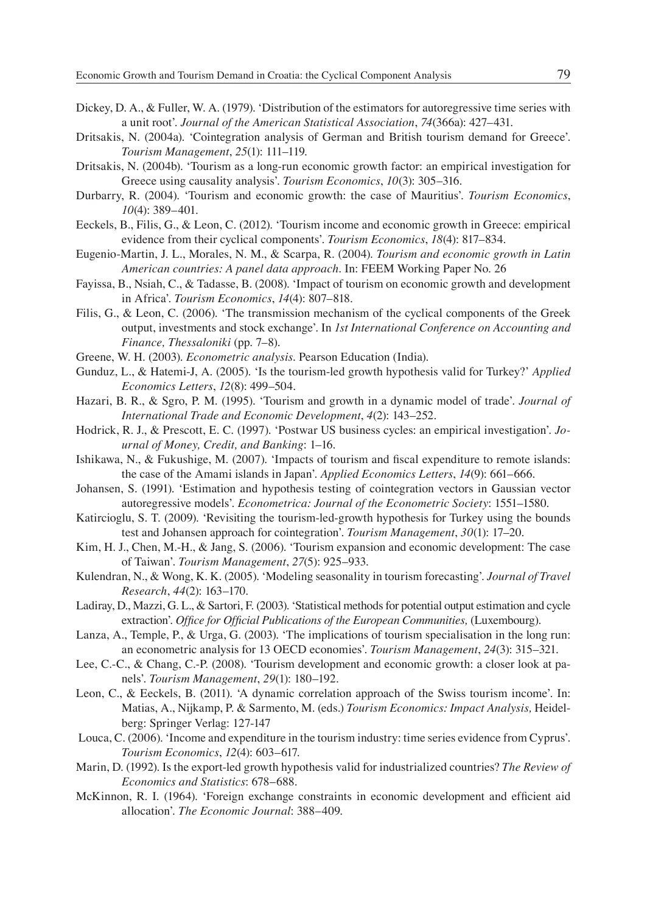Dickey, D. A., & Fuller, W. A. (1979). 'Distribution of the estimators for autoregressive time series with a unit root'. *Journal of the American Statistical Association*, *74*(366a): 427–431.

Dritsakis, N. (2004a). 'Cointegration analysis of German and British tourism demand for Greece'. *Tourism Management*, *25*(1): 111–119.

Dritsakis, N. (2004b). 'Tourism as a long-run economic growth factor: an empirical investigation for Greece using causality analysis'. *Tourism Economics*, *10*(3): 305–316.

Durbarry, R. (2004). 'Tourism and economic growth: the case of Mauritius'. *Tourism Economics*, *10*(4): 389–401.

Eeckels, B., Filis, G., & Leon, C. (2012). 'Tourism income and economic growth in Greece: empirical evidence from their cyclical components'. *Tourism Economics*, *18*(4): 817–834.

Eugenio-Martin, J. L., Morales, N. M., & Scarpa, R. (2004). *Tourism and economic growth in Latin American countries: A panel data approach*. In: FEEM Working Paper No. 26

Fayissa, B., Nsiah, C., & Tadasse, B. (2008). 'Impact of tourism on economic growth and development in Africa'. *Tourism Economics*, *14*(4): 807–818.

Filis, G., & Leon, C. (2006). 'The transmission mechanism of the cyclical components of the Greek output, investments and stock exchange'. In *1st International Conference on Accounting and Finance, Thessaloniki* (pp. 7–8).

Greene, W. H. (2003). *Econometric analysis*. Pearson Education (India).

Gunduz, L., & Hatemi-J, A. (2005). 'Is the tourism-led growth hypothesis valid for Turkey?' *Applied Economics Letters*, *12*(8): 499–504.

Hazari, B. R., & Sgro, P. M. (1995). 'Tourism and growth in a dynamic model of trade'. *Journal of International Trade and Economic Development*, *4*(2): 143–252.

Hodrick, R. J., & Prescott, E. C. (1997). 'Postwar US business cycles: an empirical investigation'. *Journal of Money, Credit, and Banking*: 1–16.

Ishikawa, N., & Fukushige, M. (2007). 'Impacts of tourism and fiscal expenditure to remote islands: the case of the Amami islands in Japan'. *Applied Economics Letters*, *14*(9): 661–666.

Johansen, S. (1991). 'Estimation and hypothesis testing of cointegration vectors in Gaussian vector autoregressive models'. *Econometrica: Journal of the Econometric Society*: 1551–1580.

Katircioglu, S. T. (2009). 'Revisiting the tourism-led-growth hypothesis for Turkey using the bounds test and Johansen approach for cointegration'. *Tourism Management*, *30*(1): 17–20.

Kim, H. J., Chen, M.-H., & Jang, S. (2006). 'Tourism expansion and economic development: The case of Taiwan'. *Tourism Management*, *27*(5): 925–933.

Kulendran, N., & Wong, K. K. (2005). 'Modeling seasonality in tourism forecasting'. *Journal of Travel Research*, *44*(2): 163–170.

Ladiray, D., Mazzi, G. L., & Sartori, F. (2003). 'Statistical methods for potential output estimation and cycle extraction'. *Office for Official Publications of the European Communities,* (Luxembourg).

Lanza, A., Temple, P., & Urga, G. (2003). 'The implications of tourism specialisation in the long run: an econometric analysis for 13 OECD economies'. *Tourism Management*, *24*(3): 315–321.

Lee, C.-C., & Chang, C.-P. (2008). 'Tourism development and economic growth: a closer look at panels'. *Tourism Management*, *29*(1): 180–192.

Leon, C., & Eeckels, B. (2011). 'A dynamic correlation approach of the Swiss tourism income'. In: Matias, A., Nijkamp, P. & Sarmento, M. (eds.) *Tourism Economics: Impact Analysis,* Heidelberg: Springer Verlag: 127-147

Louca, C. (2006). 'Income and expenditure in the tourism industry: time series evidence from Cyprus'. *Tourism Economics*, *12*(4): 603–617.

Marin, D. (1992). Is the export-led growth hypothesis valid for industrialized countries? *The Review of Economics and Statistics*: 678–688.

McKinnon, R. I. (1964). 'Foreign exchange constraints in economic development and efficient aid allocation'. *The Economic Journal*: 388–409.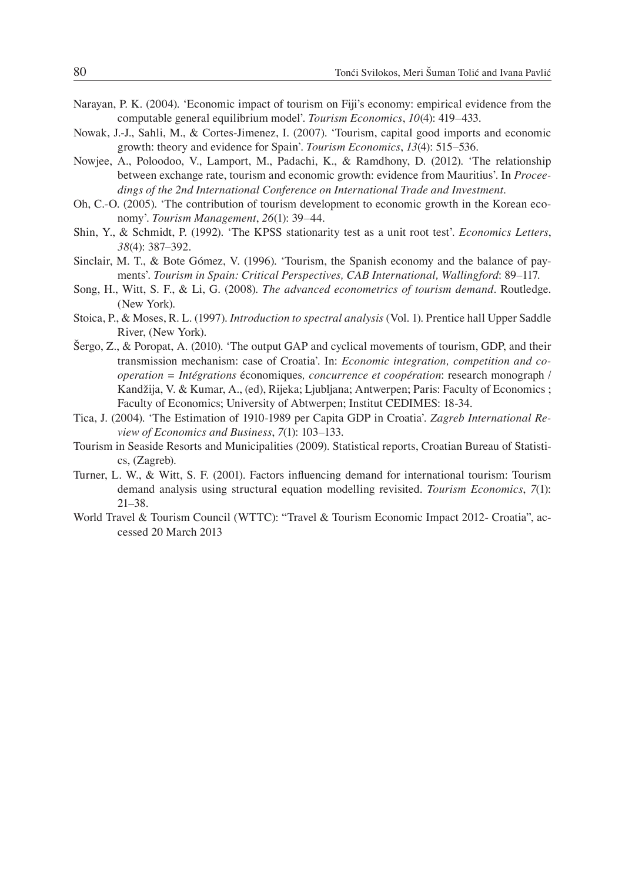Narayan, P. K. (2004). 'Economic impact of tourism on Fiji's economy: empirical evidence from the computable general equilibrium model'. *Tourism Economics*, *10*(4): 419–433.

Nowak, J.-J., Sahli, M., & Cortes-Jimenez, I. (2007). 'Tourism, capital good imports and economic growth: theory and evidence for Spain'. *Tourism Economics*, *13*(4): 515–536.

Nowjee, A., Poloodoo, V., Lamport, M., Padachi, K., & Ramdhony, D. (2012). 'The relationship between exchange rate, tourism and economic growth: evidence from Mauritius'. In *Proceedings of the 2nd International Conference on International Trade and Investment*.

Oh, C.-O. (2005). 'The contribution of tourism development to economic growth in the Korean economy'. *Tourism Management*, *26*(1): 39–44.

Shin, Y., & Schmidt, P. (1992). 'The KPSS stationarity test as a unit root test'. *Economics Letters*, *38*(4): 387–392.

Sinclair, M. T., & Bote Gómez, V. (1996). 'Tourism, the Spanish economy and the balance of payments'. *Tourism in Spain: Critical Perspectives, CAB International, Wallingford*: 89–117.

Song, H., Witt, S. F., & Li, G. (2008). *The advanced econometrics of tourism demand*. Routledge. (New York).

Stoica, P., & Moses, R. L. (1997). *Introduction to spectral analysis* (Vol. 1). Prentice hall Upper Saddle River, (New York).

Šergo, Z., & Poropat, A. (2010). 'The output GAP and cyclical movements of tourism, GDP, and their transmission mechanism: case of Croatia'. In: *Economic integration, competition and cooperation = Intégrations* économiques*, concurrence et coopération*: research monograph / Kandžija, V. & Kumar, A., (ed), Rijeka; Ljubljana; Antwerpen; Paris: Faculty of Economics ; Faculty of Economics; University of Abtwerpen; Institut CEDIMES: 18-34.

Tica, J. (2004). 'The Estimation of 1910-1989 per Capita GDP in Croatia'. *Zagreb International Review of Economics and Business*, *7*(1): 103–133.

Tourism in Seaside Resorts and Municipalities (2009). Statistical reports, Croatian Bureau of Statistics, (Zagreb).

Turner, L. W., & Witt, S. F. (2001). Factors influencing demand for international tourism: Tourism demand analysis using structural equation modelling revisited. *Tourism Economics*, *7*(1): 21–38.

World Travel & Tourism Council (WTTC): "Travel & Tourism Economic Impact 2012- Croatia", accessed 20 March 2013